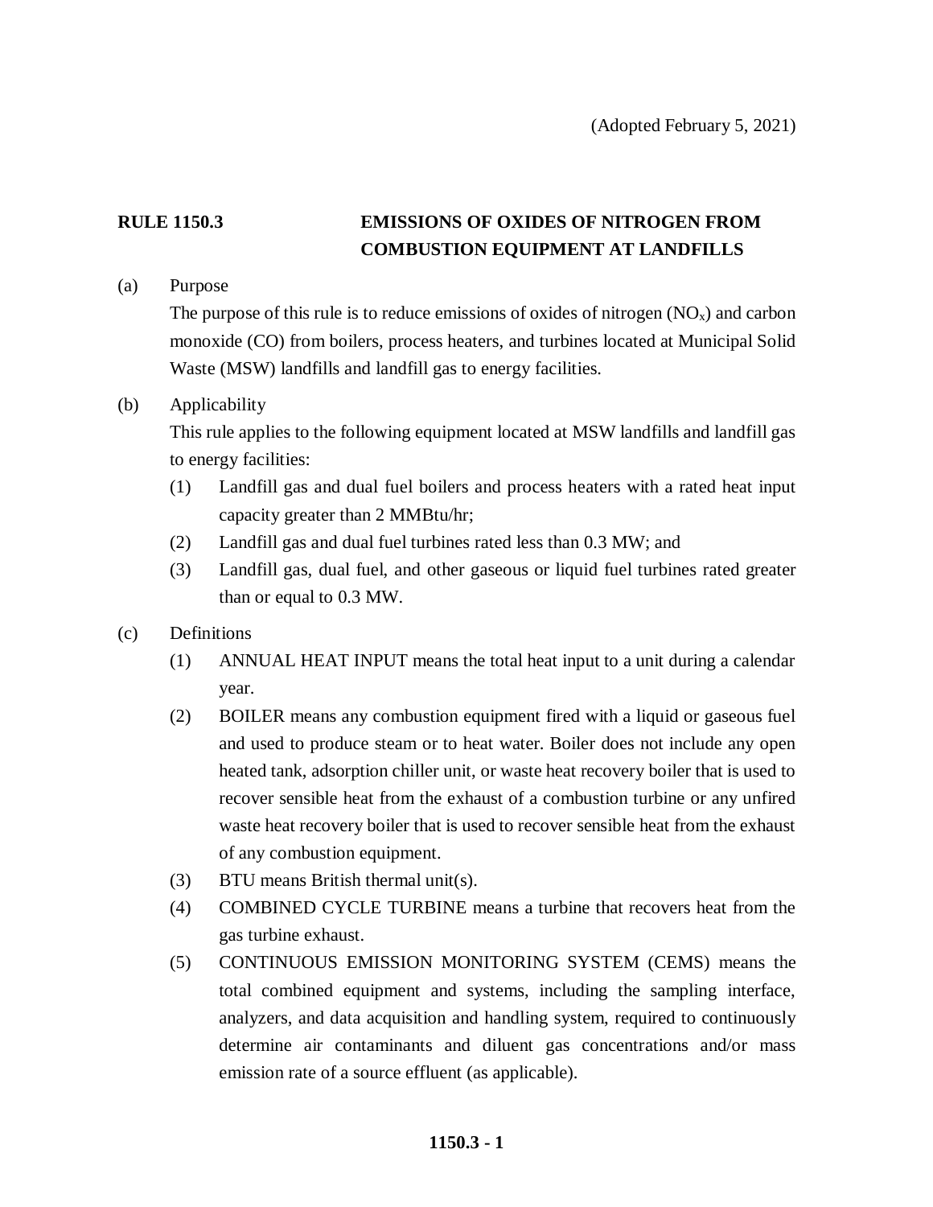(Adopted February 5, 2021)

# RULE 1150.3 EMISSIONS OF OXIDES OF NITROGEN FROM COMBUSTION EQUIPMENT AT LANDFILLS

(a) Purpose

The purpose of this rule is to reduce emissions of oxides of nitrogen ($NO_x$) and carbon monoxide (CO) from boilers, process heaters, and turbines located at Municipal Solid Waste (MSW) landfills and landfill gas to energy facilities.

(b) Applicability

This rule applies to the following equipment located at MSW landfills and landfill gas to energy facilities:

(1) Landfill gas and dual fuel boilers and process heaters with a rated heat input capacity greater than 2 MMBtu/hr;

(2) Landfill gas and dual fuel turbines rated less than 0.3 MW; and

(3) Landfill gas, dual fuel, and other gaseous or liquid fuel turbines rated greater than or equal to 0.3 MW.

(c) Definitions

(1) ANNUAL HEAT INPUT means the total heat input to a unit during a calendar year.

(2) BOILER means any combustion equipment fired with a liquid or gaseous fuel and used to produce steam or to heat water. Boiler does not include any open heated tank, adsorption chiller unit, or waste heat recovery boiler that is used to recover sensible heat from the exhaust of a combustion turbine or any unfired waste heat recovery boiler that is used to recover sensible heat from the exhaust of any combustion equipment.

(3) BTU means British thermal unit(s).

(4) COMBINED CYCLE TURBINE means a turbine that recovers heat from the gas turbine exhaust.

(5) CONTINUOUS EMISSION MONITORING SYSTEM (CEMS) means the total combined equipment and systems, including the sampling interface, analyzers, and data acquisition and handling system, required to continuously determine air contaminants and diluent gas concentrations and/or mass emission rate of a source effluent (as applicable).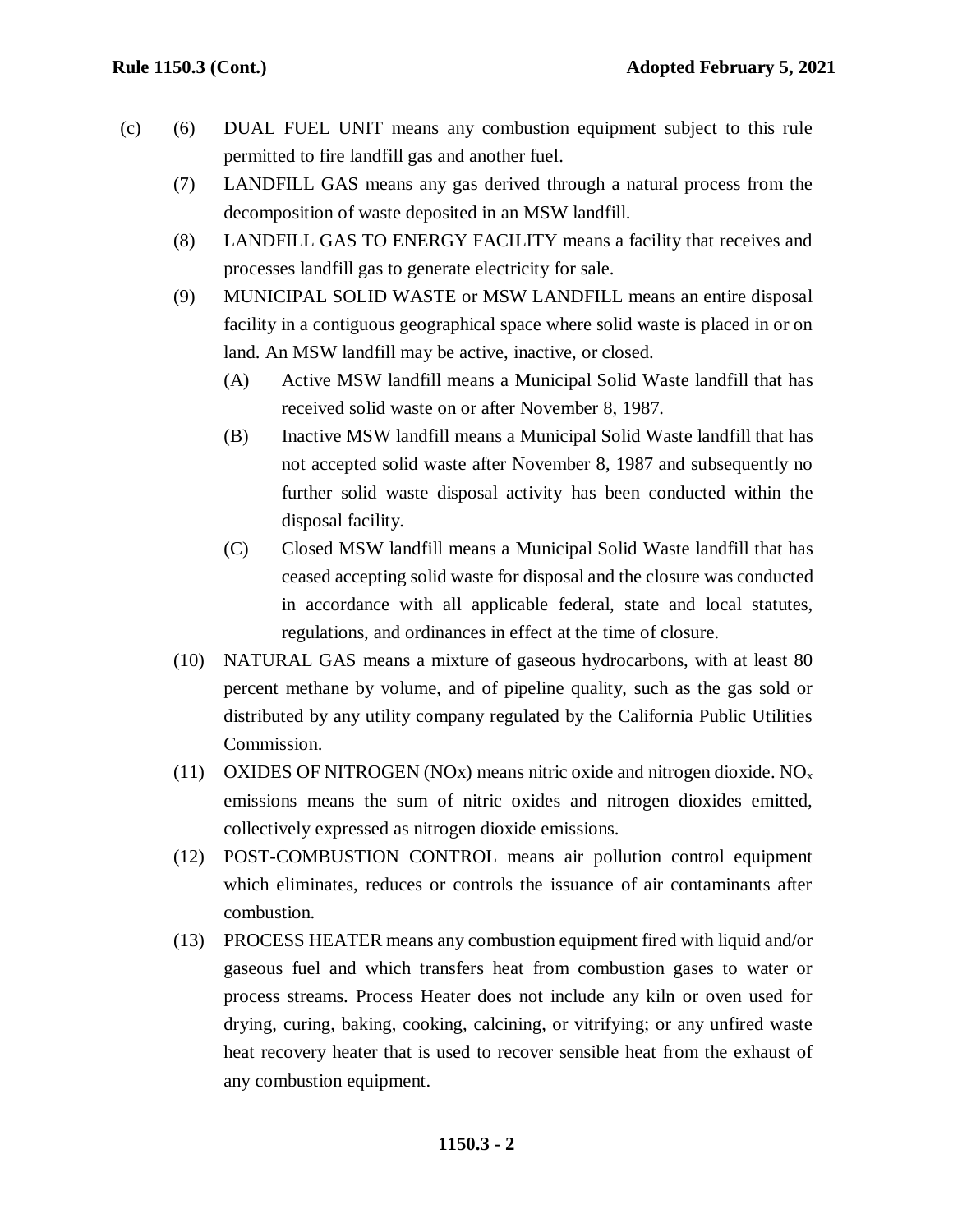(c) (6) DUAL FUEL UNIT means any combustion equipment subject to this rule permitted to fire landfill gas and another fuel.

(7) LANDFILL GAS means any gas derived through a natural process from the decomposition of waste deposited in an MSW landfill.

(8) LANDFILL GAS TO ENERGY FACILITY means a facility that receives and processes landfill gas to generate electricity for sale.

(9) MUNICIPAL SOLID WASTE or MSW LANDFILL means an entire disposal facility in a contiguous geographical space where solid waste is placed in or on land. An MSW landfill may be active, inactive, or closed.

(A) Active MSW landfill means a Municipal Solid Waste landfill that has received solid waste on or after November 8, 1987.

(B) Inactive MSW landfill means a Municipal Solid Waste landfill that has not accepted solid waste after November 8, 1987 and subsequently no further solid waste disposal activity has been conducted within the disposal facility.

(C) Closed MSW landfill means a Municipal Solid Waste landfill that has ceased accepting solid waste for disposal and the closure was conducted in accordance with all applicable federal, state and local statutes, regulations, and ordinances in effect at the time of closure.

(10) NATURAL GAS means a mixture of gaseous hydrocarbons, with at least 80 percent methane by volume, and of pipeline quality, such as the gas sold or distributed by any utility company regulated by the California Public Utilities Commission.

(11) OXIDES OF NITROGEN (NOx) means nitric oxide and nitrogen dioxide. $NO_x$ emissions means the sum of nitric oxides and nitrogen dioxides emitted, collectively expressed as nitrogen dioxide emissions.

(12) POST-COMBUSTION CONTROL means air pollution control equipment which eliminates, reduces or controls the issuance of air contaminants after combustion.

(13) PROCESS HEATER means any combustion equipment fired with liquid and/or gaseous fuel and which transfers heat from combustion gases to water or process streams. Process Heater does not include any kiln or oven used for drying, curing, baking, cooking, calcining, or vitrifying; or any unfired waste heat recovery heater that is used to recover sensible heat from the exhaust of any combustion equipment.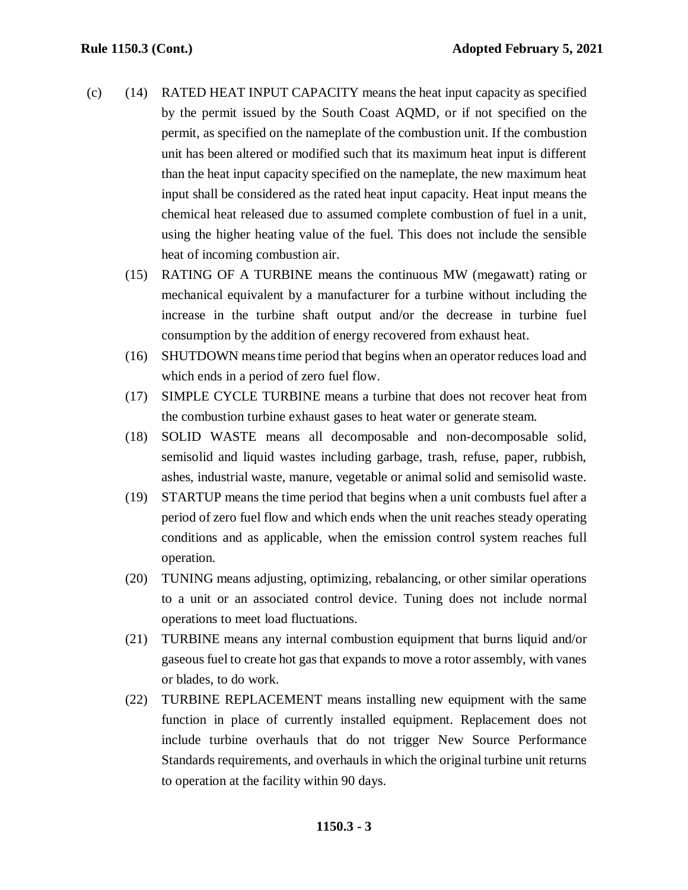(c) (14) RATED HEAT INPUT CAPACITY means the heat input capacity as specified by the permit issued by the South Coast AQMD, or if not specified on the permit, as specified on the nameplate of the combustion unit. If the combustion unit has been altered or modified such that its maximum heat input is different than the heat input capacity specified on the nameplate, the new maximum heat input shall be considered as the rated heat input capacity. Heat input means the chemical heat released due to assumed complete combustion of fuel in a unit, using the higher heating value of the fuel. This does not include the sensible heat of incoming combustion air.

(15) RATING OF A TURBINE means the continuous MW (megawatt) rating or mechanical equivalent by a manufacturer for a turbine without including the increase in the turbine shaft output and/or the decrease in turbine fuel consumption by the addition of energy recovered from exhaust heat.

(16) SHUTDOWN means time period that begins when an operator reduces load and which ends in a period of zero fuel flow.

(17) SIMPLE CYCLE TURBINE means a turbine that does not recover heat from the combustion turbine exhaust gases to heat water or generate steam.

(18) SOLID WASTE means all decomposable and non-decomposable solid, semisolid and liquid wastes including garbage, trash, refuse, paper, rubbish, ashes, industrial waste, manure, vegetable or animal solid and semisolid waste.

(19) STARTUP means the time period that begins when a unit combusts fuel after a period of zero fuel flow and which ends when the unit reaches steady operating conditions and as applicable, when the emission control system reaches full operation.

(20) TUNING means adjusting, optimizing, rebalancing, or other similar operations to a unit or an associated control device. Tuning does not include normal operations to meet load fluctuations.

(21) TURBINE means any internal combustion equipment that burns liquid and/or gaseous fuel to create hot gas that expands to move a rotor assembly, with vanes or blades, to do work.

(22) TURBINE REPLACEMENT means installing new equipment with the same function in place of currently installed equipment. Replacement does not include turbine overhauls that do not trigger New Source Performance Standards requirements, and overhauls in which the original turbine unit returns to operation at the facility within 90 days.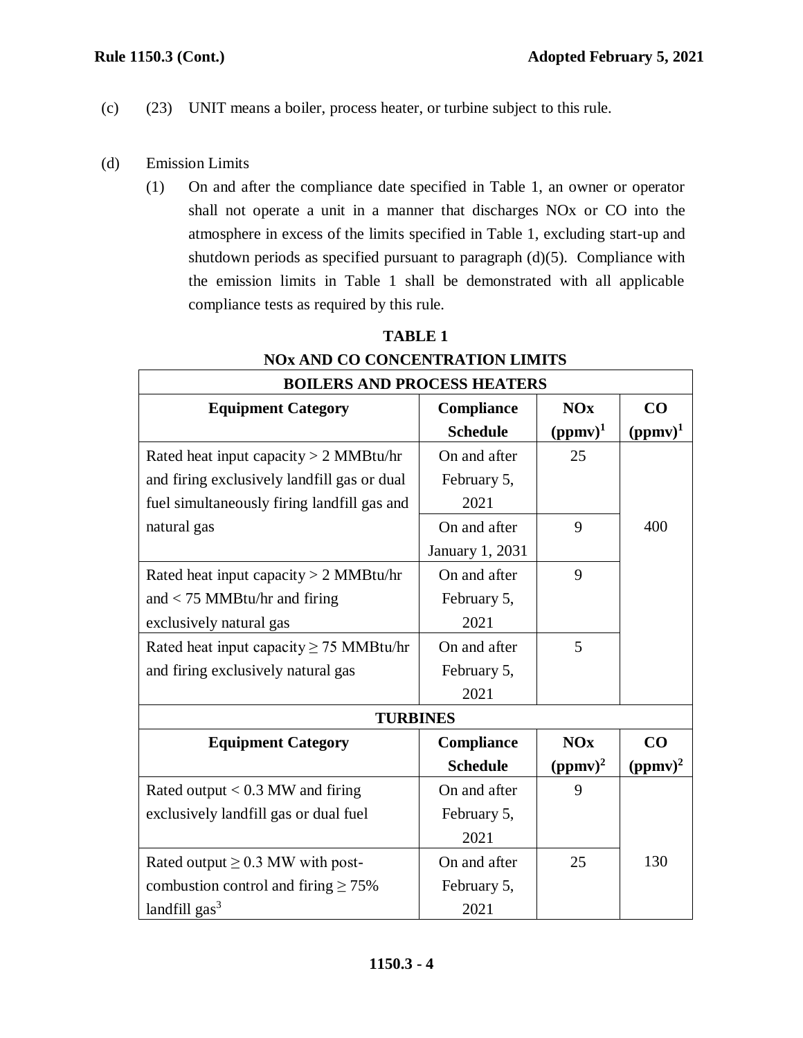(c) (23) UNIT means a boiler, process heater, or turbine subject to this rule.

(d) Emission Limits

(1) On and after the compliance date specified in Table 1, an owner or operator shall not operate a unit in a manner that discharges NOx or CO into the atmosphere in excess of the limits specified in Table 1, excluding start-up and shutdown periods as specified pursuant to paragraph (d)(5). Compliance with the emission limits in Table 1 shall be demonstrated with all applicable compliance tests as required by this rule.

**TABLE 1**
**NOx AND CO CONCENTRATION LIMITS**

| **BOILERS AND PROCESS HEATERS** | | | |
|---|---|---|---|
| **Equipment Category** | **Compliance Schedule** | **NOx (ppmv)[1]** | **CO (ppmv)[1]** |
| Rated heat input capacity > 2 MMBtu/hr and firing exclusively landfill gas or dual fuel simultaneously firing landfill gas and natural gas | On and after February 5, 2021 | 25 | 400 |
| | On and after January 1, 2031 | 9 | |
| Rated heat input capacity > 2 MMBtu/hr and < 75 MMBtu/hr and firing exclusively natural gas | On and after February 5, 2021 | 9 | |
| Rated heat input capacity ≥ 75 MMBtu/hr and firing exclusively natural gas | On and after February 5, 2021 | 5 | |
| **TURBINES** | | | |
| **Equipment Category** | **Compliance Schedule** | **NOx (ppmv)[2]** | **CO (ppmv)[2]** |
| Rated output < 0.3 MW and firing exclusively landfill gas or dual fuel | On and after February 5, 2021 | 9 | 130 |
| Rated output ≥ 0.3 MW with post-combustion control and firing ≥ 75% landfill gas[3] | On and after February 5, 2021 | 25 | |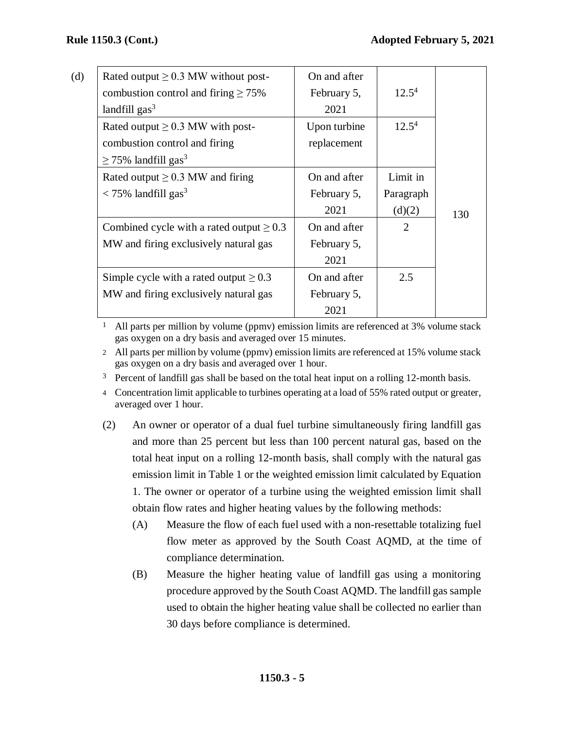| | | | | |
|---|---|---|---|---|
| (d) | Rated output $\geq$ 0.3 MW without post-combustion control and firing $\geq$ 75% landfill gas[3] | On and after February 5, 2021 | 12.5[4] | 130 |
| | Rated output $\geq$ 0.3 MW with post-combustion control and firing $\geq$ 75% landfill gas[3] | Upon turbine replacement | 12.5[4] | |
| | Rated output $\geq$ 0.3 MW and firing < 75% landfill gas[3] | On and after February 5, 2021 | Limit in Paragraph (d)(2) | |
| | Combined cycle with a rated output $\geq$ 0.3 MW and firing exclusively natural gas | On and after February 5, 2021 | 2 | |
| | Simple cycle with a rated output $\geq$ 0.3 MW and firing exclusively natural gas | On and after February 5, 2021 | 2.5 | |

[1] All parts per million by volume (ppmv) emission limits are referenced at 3% volume stack gas oxygen on a dry basis and averaged over 15 minutes.

[2] All parts per million by volume (ppmv) emission limits are referenced at 15% volume stack gas oxygen on a dry basis and averaged over 1 hour.

[3] Percent of landfill gas shall be based on the total heat input on a rolling 12-month basis.

[4] Concentration limit applicable to turbines operating at a load of 55% rated output or greater, averaged over 1 hour.

(2) An owner or operator of a dual fuel turbine simultaneously firing landfill gas and more than 25 percent but less than 100 percent natural gas, based on the total heat input on a rolling 12-month basis, shall comply with the natural gas emission limit in Table 1 or the weighted emission limit calculated by Equation 1. The owner or operator of a turbine using the weighted emission limit shall obtain flow rates and higher heating values by the following methods:

(A) Measure the flow of each fuel used with a non-resettable totalizing fuel flow meter as approved by the South Coast AQMD, at the time of compliance determination.

(B) Measure the higher heating value of landfill gas using a monitoring procedure approved by the South Coast AQMD. The landfill gas sample used to obtain the higher heating value shall be collected no earlier than 30 days before compliance is determined.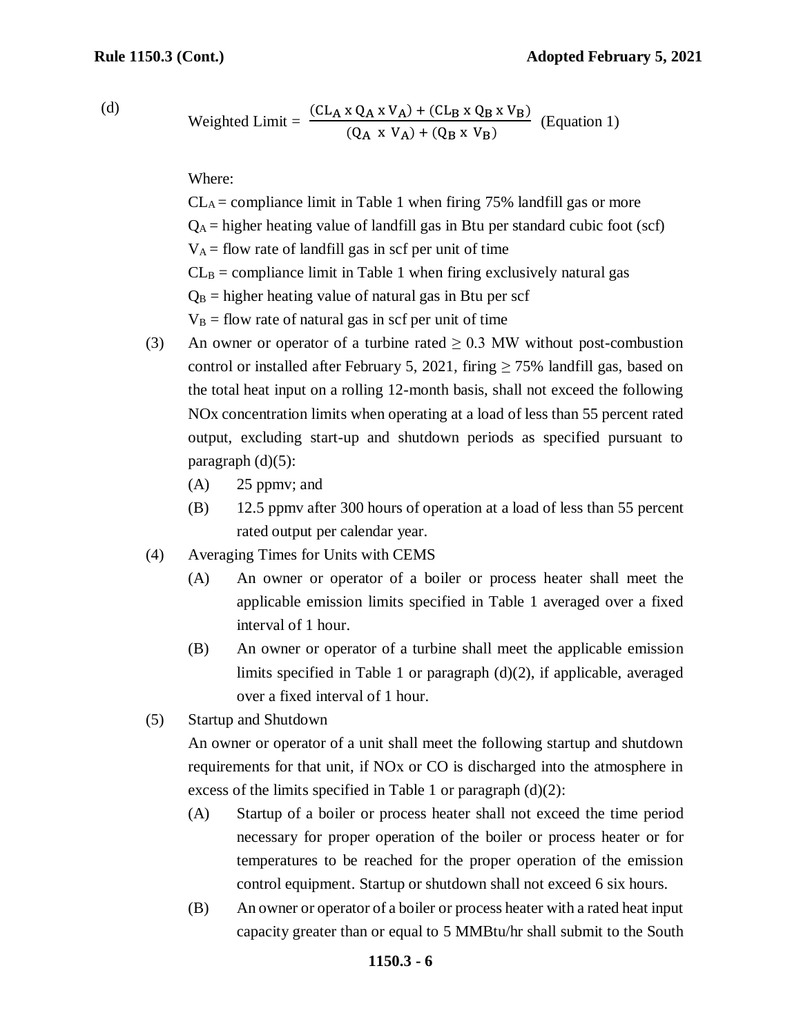(d)

$$\text{Weighted Limit} = \frac{(CL_A \times Q_A \times V_A) + (CL_B \times Q_B \times V_B)}{(Q_A \times V_A) + (Q_B \times V_B)} \quad \text{(Equation 1)}$$

Where:

$CL_A$ = compliance limit in Table 1 when firing 75% landfill gas or more
$Q_A$ = higher heating value of landfill gas in Btu per standard cubic foot (scf)
$V_A$ = flow rate of landfill gas in scf per unit of time
$CL_B$ = compliance limit in Table 1 when firing exclusively natural gas
$Q_B$ = higher heating value of natural gas in Btu per scf
$V_B$ = flow rate of natural gas in scf per unit of time

(3) An owner or operator of a turbine rated ≥ 0.3 MW without post-combustion control or installed after February 5, 2021, firing ≥ 75% landfill gas, based on the total heat input on a rolling 12-month basis, shall not exceed the following NOx concentration limits when operating at a load of less than 55 percent rated output, excluding start-up and shutdown periods as specified pursuant to paragraph (d)(5):

(A) 25 ppmv; and

(B) 12.5 ppmv after 300 hours of operation at a load of less than 55 percent rated output per calendar year.

(4) Averaging Times for Units with CEMS

(A) An owner or operator of a boiler or process heater shall meet the applicable emission limits specified in Table 1 averaged over a fixed interval of 1 hour.

(B) An owner or operator of a turbine shall meet the applicable emission limits specified in Table 1 or paragraph (d)(2), if applicable, averaged over a fixed interval of 1 hour.

(5) Startup and Shutdown

An owner or operator of a unit shall meet the following startup and shutdown requirements for that unit, if NOx or CO is discharged into the atmosphere in excess of the limits specified in Table 1 or paragraph (d)(2):

(A) Startup of a boiler or process heater shall not exceed the time period necessary for proper operation of the boiler or process heater or for temperatures to be reached for the proper operation of the emission control equipment. Startup or shutdown shall not exceed 6 six hours.

(B) An owner or operator of a boiler or process heater with a rated heat input capacity greater than or equal to 5 MMBtu/hr shall submit to the South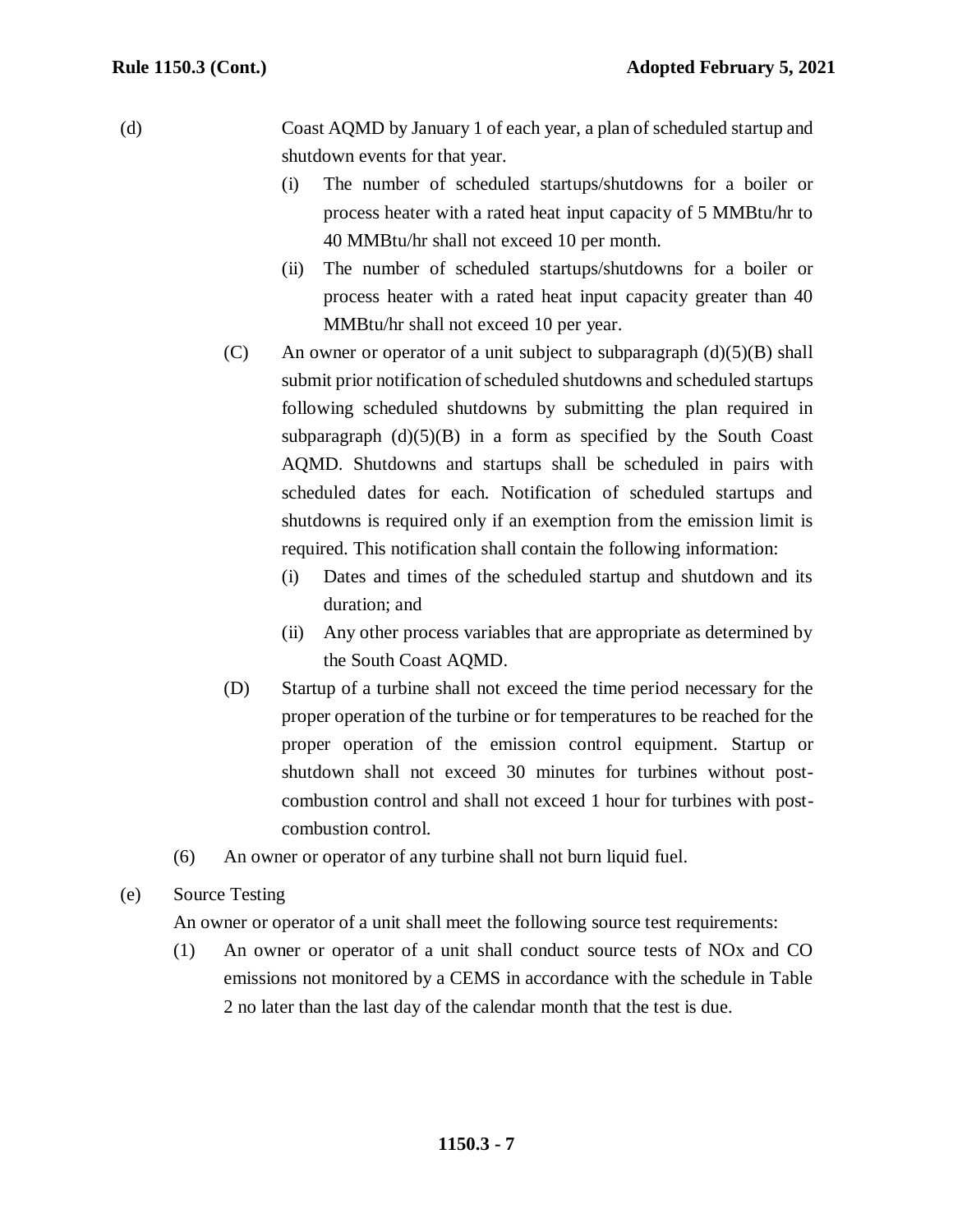(d) Coast AQMD by January 1 of each year, a plan of scheduled startup and shutdown events for that year.

(i) The number of scheduled startups/shutdowns for a boiler or process heater with a rated heat input capacity of 5 MMBtu/hr to 40 MMBtu/hr shall not exceed 10 per month.

(ii) The number of scheduled startups/shutdowns for a boiler or process heater with a rated heat input capacity greater than 40 MMBtu/hr shall not exceed 10 per year.

(C) An owner or operator of a unit subject to subparagraph (d)(5)(B) shall submit prior notification of scheduled shutdowns and scheduled startups following scheduled shutdowns by submitting the plan required in subparagraph (d)(5)(B) in a form as specified by the South Coast AQMD. Shutdowns and startups shall be scheduled in pairs with scheduled dates for each. Notification of scheduled startups and shutdowns is required only if an exemption from the emission limit is required. This notification shall contain the following information:

(i) Dates and times of the scheduled startup and shutdown and its duration; and

(ii) Any other process variables that are appropriate as determined by the South Coast AQMD.

(D) Startup of a turbine shall not exceed the time period necessary for the proper operation of the turbine or for temperatures to be reached for the proper operation of the emission control equipment. Startup or shutdown shall not exceed 30 minutes for turbines without post-combustion control and shall not exceed 1 hour for turbines with post-combustion control.

(6) An owner or operator of any turbine shall not burn liquid fuel.

(e) Source Testing

An owner or operator of a unit shall meet the following source test requirements:

(1) An owner or operator of a unit shall conduct source tests of NOx and CO emissions not monitored by a CEMS in accordance with the schedule in Table 2 no later than the last day of the calendar month that the test is due.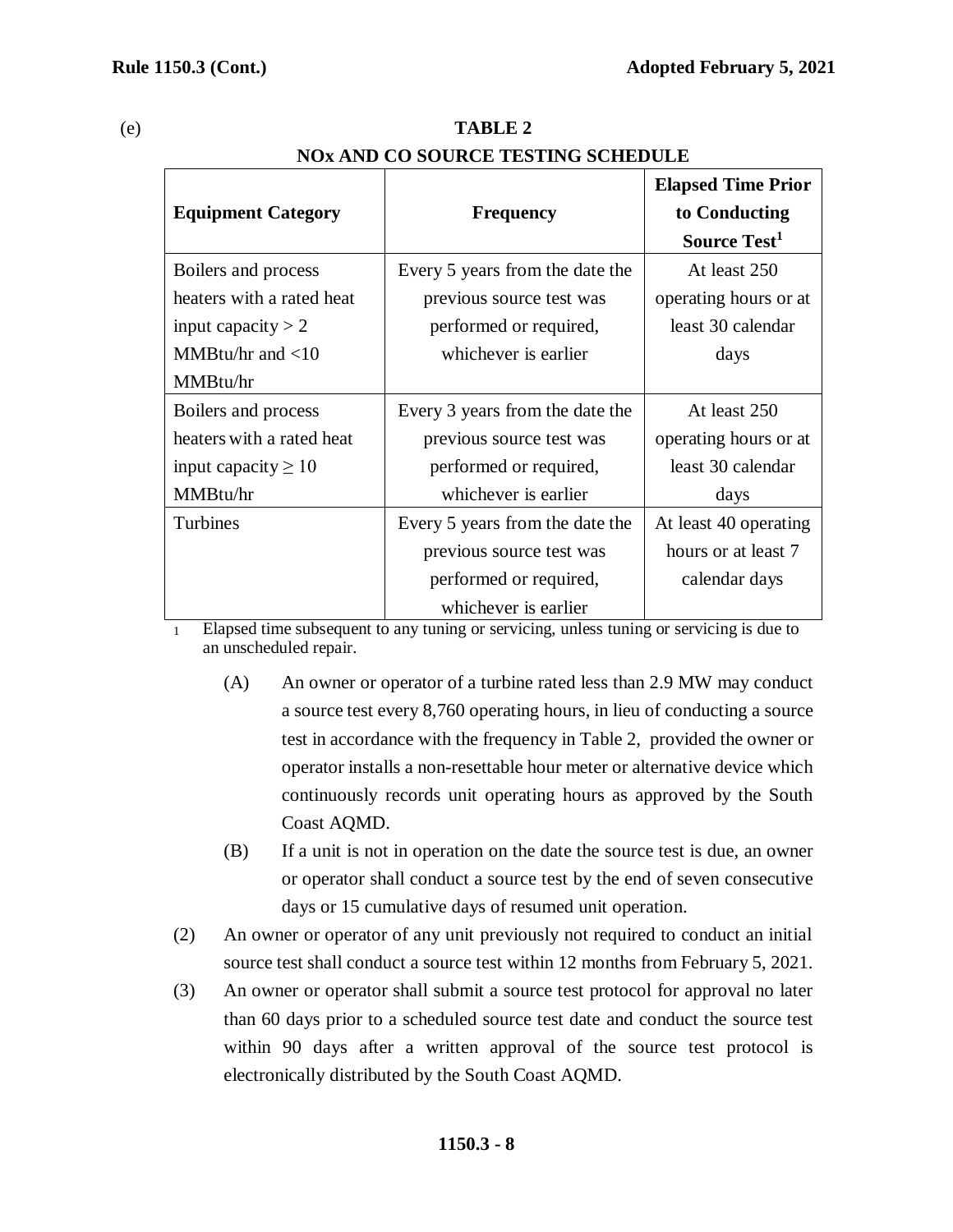(e)

**TABLE 2**

**NOx AND CO SOURCE TESTING SCHEDULE**

| Equipment Category | Frequency | Elapsed Time Prior to Conducting Source Test[1] |
|---|---|---|
| Boilers and process heaters with a rated heat input capacity > 2 MMBtu/hr and <10 MMBtu/hr | Every 5 years from the date the previous source test was performed or required, whichever is earlier | At least 250 operating hours or at least 30 calendar days |
| Boilers and process heaters with a rated heat input capacity ≥ 10 MMBtu/hr | Every 3 years from the date the previous source test was performed or required, whichever is earlier | At least 250 operating hours or at least 30 calendar days |
| Turbines | Every 5 years from the date the previous source test was performed or required, whichever is earlier | At least 40 operating hours or at least 7 calendar days |

1 Elapsed time subsequent to any tuning or servicing, unless tuning or servicing is due to an unscheduled repair.

(A) An owner or operator of a turbine rated less than 2.9 MW may conduct a source test every 8,760 operating hours, in lieu of conducting a source test in accordance with the frequency in Table 2, provided the owner or operator installs a non-resettable hour meter or alternative device which continuously records unit operating hours as approved by the South Coast AQMD.

(B) If a unit is not in operation on the date the source test is due, an owner or operator shall conduct a source test by the end of seven consecutive days or 15 cumulative days of resumed unit operation.

(2) An owner or operator of any unit previously not required to conduct an initial source test shall conduct a source test within 12 months from February 5, 2021.

(3) An owner or operator shall submit a source test protocol for approval no later than 60 days prior to a scheduled source test date and conduct the source test within 90 days after a written approval of the source test protocol is electronically distributed by the South Coast AQMD.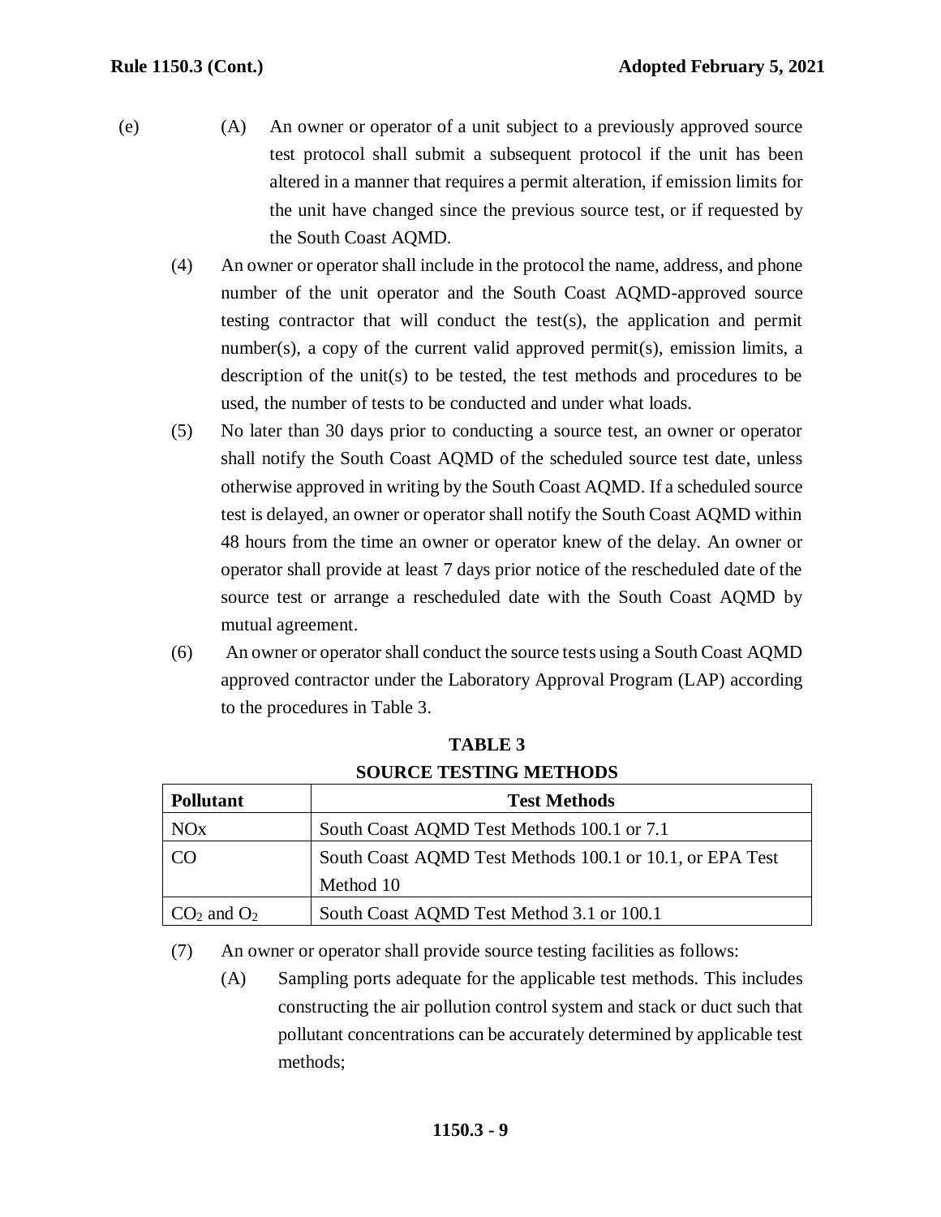(e) (A) An owner or operator of a unit subject to a previously approved source test protocol shall submit a subsequent protocol if the unit has been altered in a manner that requires a permit alteration, if emission limits for the unit have changed since the previous source test, or if requested by the South Coast AQMD.

(4) An owner or operator shall include in the protocol the name, address, and phone number of the unit operator and the South Coast AQMD-approved source testing contractor that will conduct the test(s), the application and permit number(s), a copy of the current valid approved permit(s), emission limits, a description of the unit(s) to be tested, the test methods and procedures to be used, the number of tests to be conducted and under what loads.

(5) No later than 30 days prior to conducting a source test, an owner or operator shall notify the South Coast AQMD of the scheduled source test date, unless otherwise approved in writing by the South Coast AQMD. If a scheduled source test is delayed, an owner or operator shall notify the South Coast AQMD within 48 hours from the time an owner or operator knew of the delay. An owner or operator shall provide at least 7 days prior notice of the rescheduled date of the source test or arrange a rescheduled date with the South Coast AQMD by mutual agreement.

(6) An owner or operator shall conduct the source tests using a South Coast AQMD approved contractor under the Laboratory Approval Program (LAP) according to the procedures in Table 3.

**TABLE 3**
**SOURCE TESTING METHODS**

| Pollutant | Test Methods |
|---|---|
| NOx | South Coast AQMD Test Methods 100.1 or 7.1 |
| CO | South Coast AQMD Test Methods 100.1 or 10.1, or EPA Test Method 10 |
| $CO_2$ and $O_2$ | South Coast AQMD Test Method 3.1 or 100.1 |

(7) An owner or operator shall provide source testing facilities as follows:

(A) Sampling ports adequate for the applicable test methods. This includes constructing the air pollution control system and stack or duct such that pollutant concentrations can be accurately determined by applicable test methods;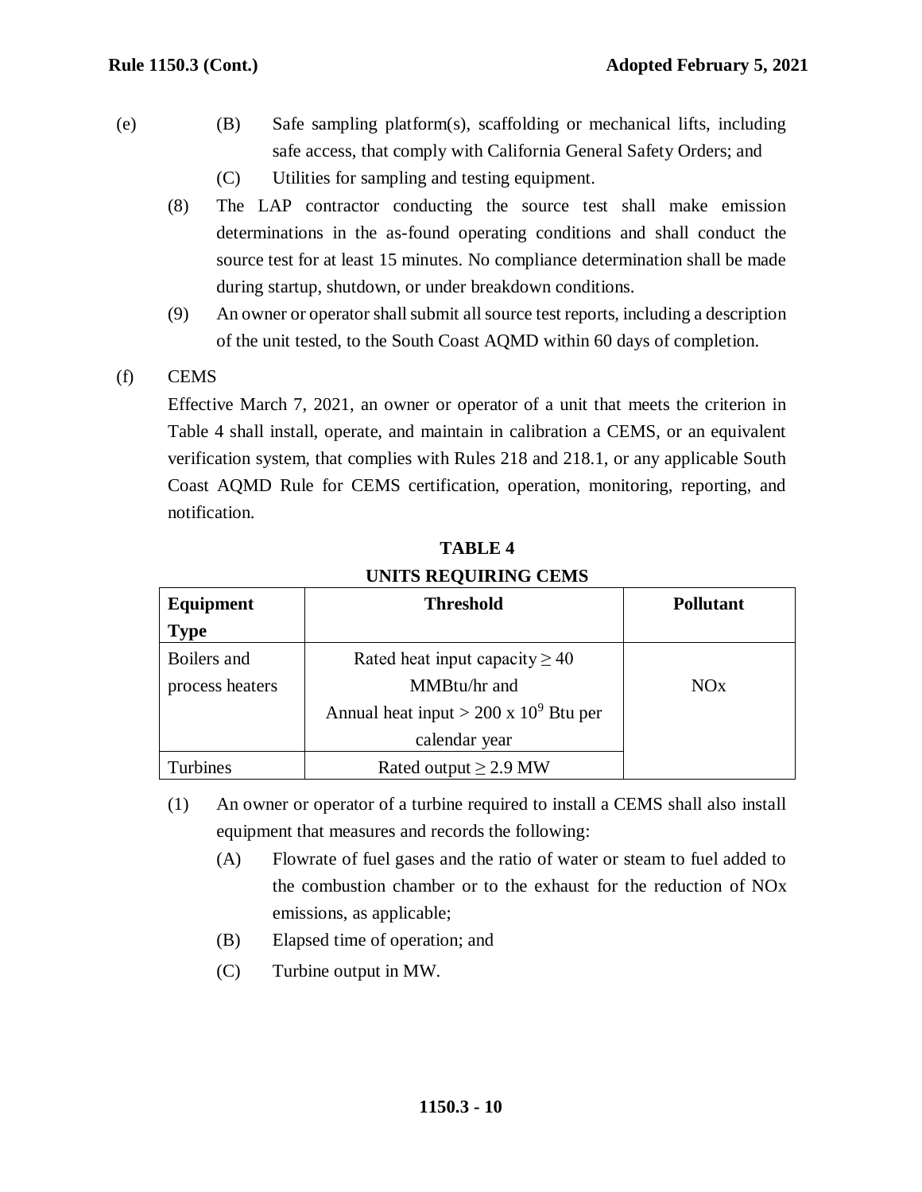(e)

(B) Safe sampling platform(s), scaffolding or mechanical lifts, including safe access, that comply with California General Safety Orders; and

(C) Utilities for sampling and testing equipment.

(8) The LAP contractor conducting the source test shall make emission determinations in the as-found operating conditions and shall conduct the source test for at least 15 minutes. No compliance determination shall be made during startup, shutdown, or under breakdown conditions.

(9) An owner or operator shall submit all source test reports, including a description of the unit tested, to the South Coast AQMD within 60 days of completion.

(f) CEMS

Effective March 7, 2021, an owner or operator of a unit that meets the criterion in Table 4 shall install, operate, and maintain in calibration a CEMS, or an equivalent verification system, that complies with Rules 218 and 218.1, or any applicable South Coast AQMD Rule for CEMS certification, operation, monitoring, reporting, and notification.

**TABLE 4**
**UNITS REQUIRING CEMS**

| Equipment Type | Threshold | Pollutant |
|---|---|---|
| Boilers and process heaters | Rated heat input capacity ≥ 40 MMBtu/hr and Annual heat input > 200 x $10^9$ Btu per calendar year | NOx |
| Turbines | Rated output ≥ 2.9 MW | |

(1) An owner or operator of a turbine required to install a CEMS shall also install equipment that measures and records the following:

(A) Flowrate of fuel gases and the ratio of water or steam to fuel added to the combustion chamber or to the exhaust for the reduction of NOx emissions, as applicable;

(B) Elapsed time of operation; and

(C) Turbine output in MW.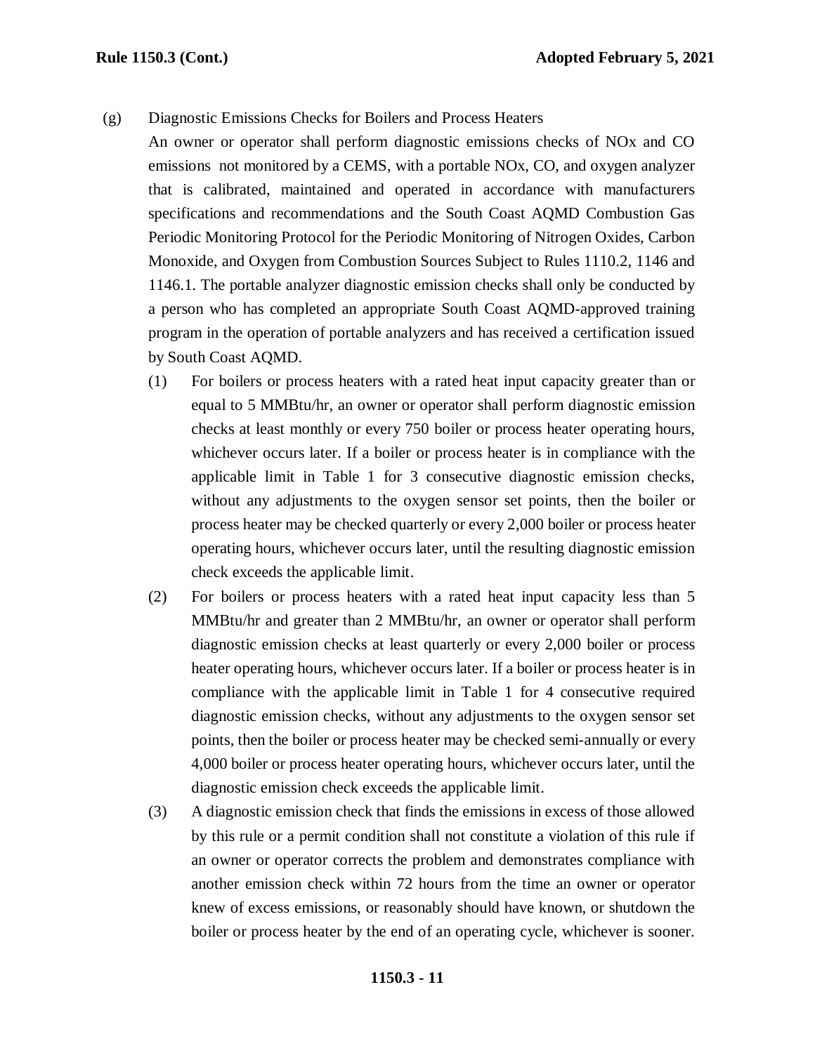(g) Diagnostic Emissions Checks for Boilers and Process Heaters

An owner or operator shall perform diagnostic emissions checks of NOx and CO emissions not monitored by a CEMS, with a portable NOx, CO, and oxygen analyzer that is calibrated, maintained and operated in accordance with manufacturers specifications and recommendations and the South Coast AQMD Combustion Gas Periodic Monitoring Protocol for the Periodic Monitoring of Nitrogen Oxides, Carbon Monoxide, and Oxygen from Combustion Sources Subject to Rules 1110.2, 1146 and 1146.1. The portable analyzer diagnostic emission checks shall only be conducted by a person who has completed an appropriate South Coast AQMD-approved training program in the operation of portable analyzers and has received a certification issued by South Coast AQMD.

(1) For boilers or process heaters with a rated heat input capacity greater than or equal to 5 MMBtu/hr, an owner or operator shall perform diagnostic emission checks at least monthly or every 750 boiler or process heater operating hours, whichever occurs later. If a boiler or process heater is in compliance with the applicable limit in Table 1 for 3 consecutive diagnostic emission checks, without any adjustments to the oxygen sensor set points, then the boiler or process heater may be checked quarterly or every 2,000 boiler or process heater operating hours, whichever occurs later, until the resulting diagnostic emission check exceeds the applicable limit.

(2) For boilers or process heaters with a rated heat input capacity less than 5 MMBtu/hr and greater than 2 MMBtu/hr, an owner or operator shall perform diagnostic emission checks at least quarterly or every 2,000 boiler or process heater operating hours, whichever occurs later. If a boiler or process heater is in compliance with the applicable limit in Table 1 for 4 consecutive required diagnostic emission checks, without any adjustments to the oxygen sensor set points, then the boiler or process heater may be checked semi-annually or every 4,000 boiler or process heater operating hours, whichever occurs later, until the diagnostic emission check exceeds the applicable limit.

(3) A diagnostic emission check that finds the emissions in excess of those allowed by this rule or a permit condition shall not constitute a violation of this rule if an owner or operator corrects the problem and demonstrates compliance with another emission check within 72 hours from the time an owner or operator knew of excess emissions, or reasonably should have known, or shutdown the boiler or process heater by the end of an operating cycle, whichever is sooner.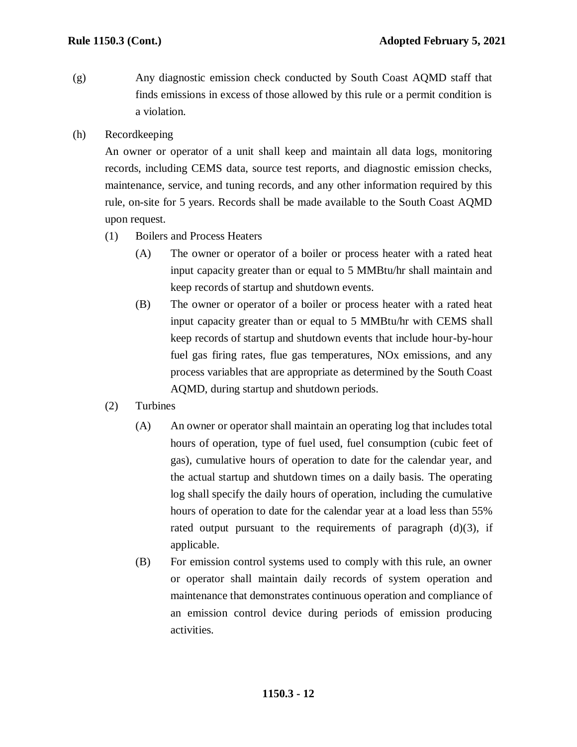(g) Any diagnostic emission check conducted by South Coast AQMD staff that finds emissions in excess of those allowed by this rule or a permit condition is a violation.

(h) Recordkeeping

An owner or operator of a unit shall keep and maintain all data logs, monitoring records, including CEMS data, source test reports, and diagnostic emission checks, maintenance, service, and tuning records, and any other information required by this rule, on-site for 5 years. Records shall be made available to the South Coast AQMD upon request.

(1) Boilers and Process Heaters

(A) The owner or operator of a boiler or process heater with a rated heat input capacity greater than or equal to 5 MMBtu/hr shall maintain and keep records of startup and shutdown events.

(B) The owner or operator of a boiler or process heater with a rated heat input capacity greater than or equal to 5 MMBtu/hr with CEMS shall keep records of startup and shutdown events that include hour-by-hour fuel gas firing rates, flue gas temperatures, NOx emissions, and any process variables that are appropriate as determined by the South Coast AQMD, during startup and shutdown periods.

(2) Turbines

(A) An owner or operator shall maintain an operating log that includes total hours of operation, type of fuel used, fuel consumption (cubic feet of gas), cumulative hours of operation to date for the calendar year, and the actual startup and shutdown times on a daily basis. The operating log shall specify the daily hours of operation, including the cumulative hours of operation to date for the calendar year at a load less than 55% rated output pursuant to the requirements of paragraph (d)(3), if applicable.

(B) For emission control systems used to comply with this rule, an owner or operator shall maintain daily records of system operation and maintenance that demonstrates continuous operation and compliance of an emission control device during periods of emission producing activities.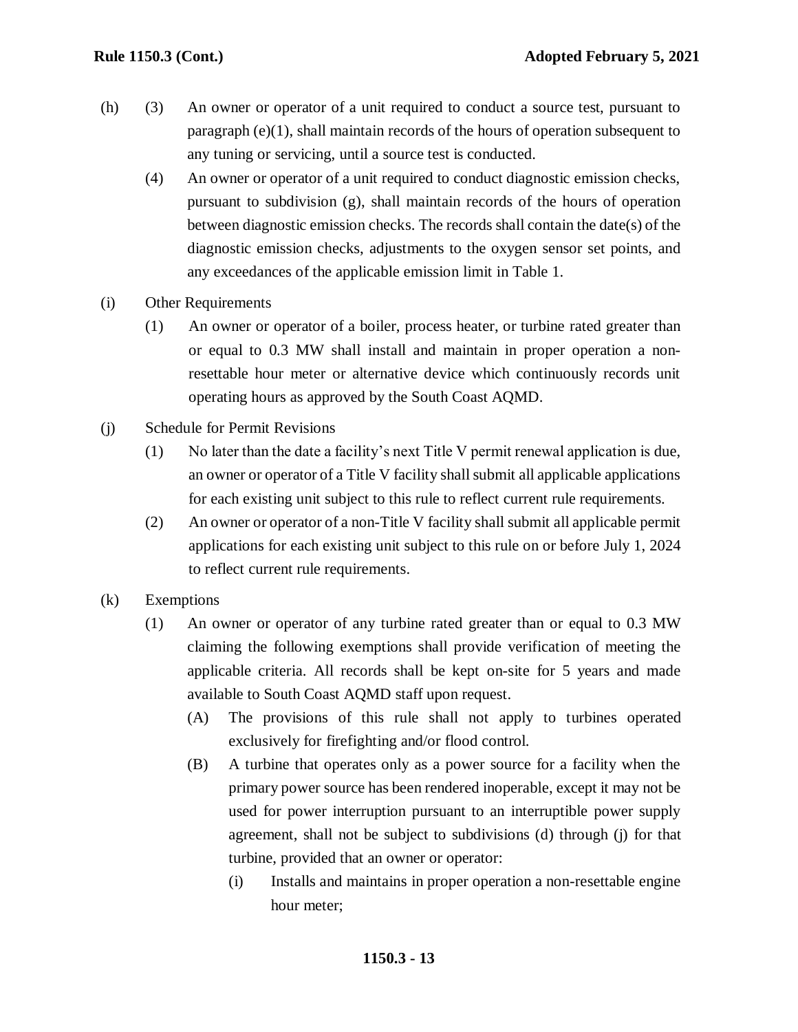(h) (3) An owner or operator of a unit required to conduct a source test, pursuant to paragraph (e)(1), shall maintain records of the hours of operation subsequent to any tuning or servicing, until a source test is conducted.

(4) An owner or operator of a unit required to conduct diagnostic emission checks, pursuant to subdivision (g), shall maintain records of the hours of operation between diagnostic emission checks. The records shall contain the date(s) of the diagnostic emission checks, adjustments to the oxygen sensor set points, and any exceedances of the applicable emission limit in Table 1.

(i) Other Requirements

(1) An owner or operator of a boiler, process heater, or turbine rated greater than or equal to 0.3 MW shall install and maintain in proper operation a non-resettable hour meter or alternative device which continuously records unit operating hours as approved by the South Coast AQMD.

(j) Schedule for Permit Revisions

(1) No later than the date a facility's next Title V permit renewal application is due, an owner or operator of a Title V facility shall submit all applicable applications for each existing unit subject to this rule to reflect current rule requirements.

(2) An owner or operator of a non-Title V facility shall submit all applicable permit applications for each existing unit subject to this rule on or before July 1, 2024 to reflect current rule requirements.

(k) Exemptions

(1) An owner or operator of any turbine rated greater than or equal to 0.3 MW claiming the following exemptions shall provide verification of meeting the applicable criteria. All records shall be kept on-site for 5 years and made available to South Coast AQMD staff upon request.

(A) The provisions of this rule shall not apply to turbines operated exclusively for firefighting and/or flood control.

(B) A turbine that operates only as a power source for a facility when the primary power source has been rendered inoperable, except it may not be used for power interruption pursuant to an interruptible power supply agreement, shall not be subject to subdivisions (d) through (j) for that turbine, provided that an owner or operator:

(i) Installs and maintains in proper operation a non-resettable engine hour meter;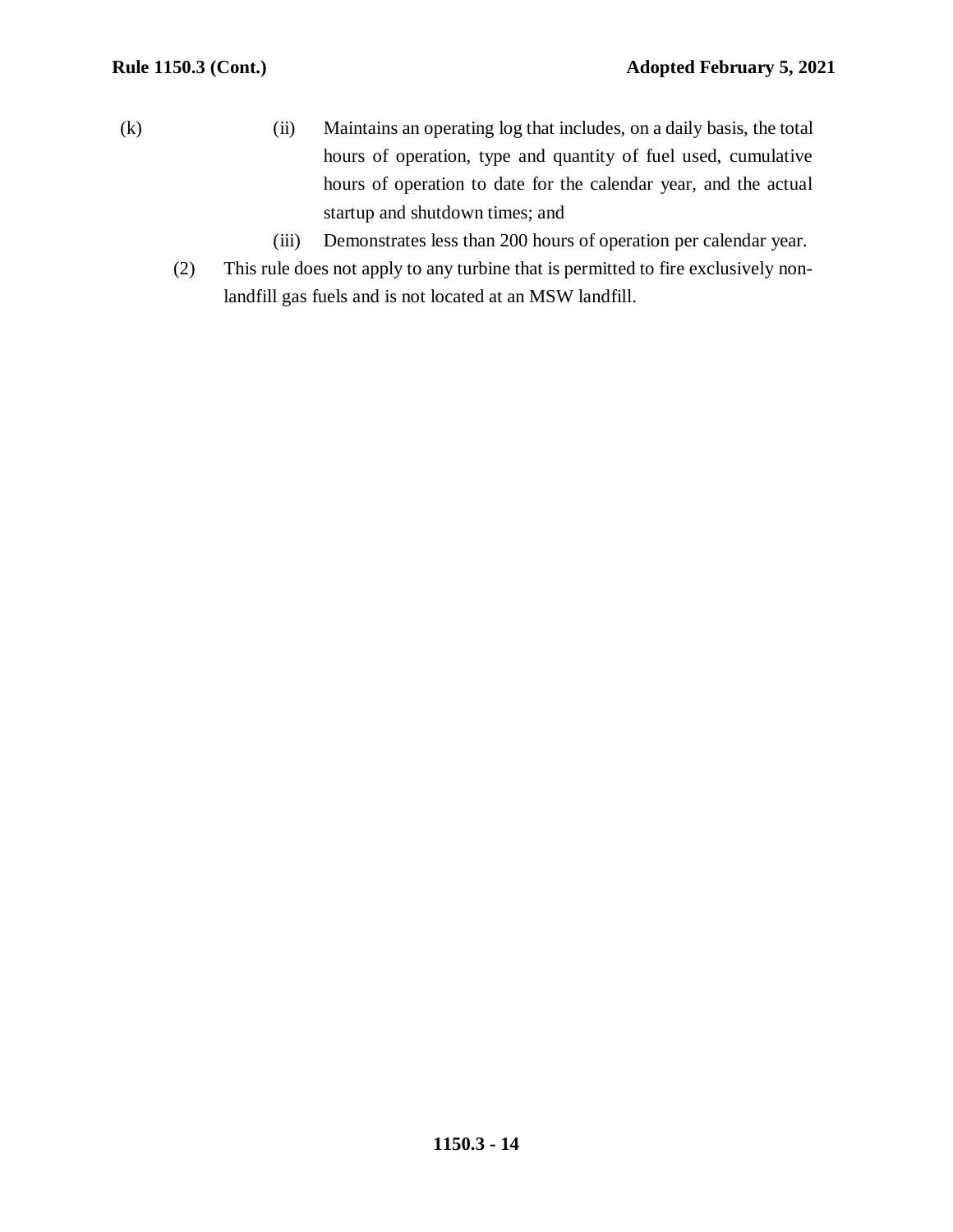(k)

(ii) Maintains an operating log that includes, on a daily basis, the total hours of operation, type and quantity of fuel used, cumulative hours of operation to date for the calendar year, and the actual startup and shutdown times; and

(iii) Demonstrates less than 200 hours of operation per calendar year.

(2) This rule does not apply to any turbine that is permitted to fire exclusively non-landfill gas fuels and is not located at an MSW landfill.